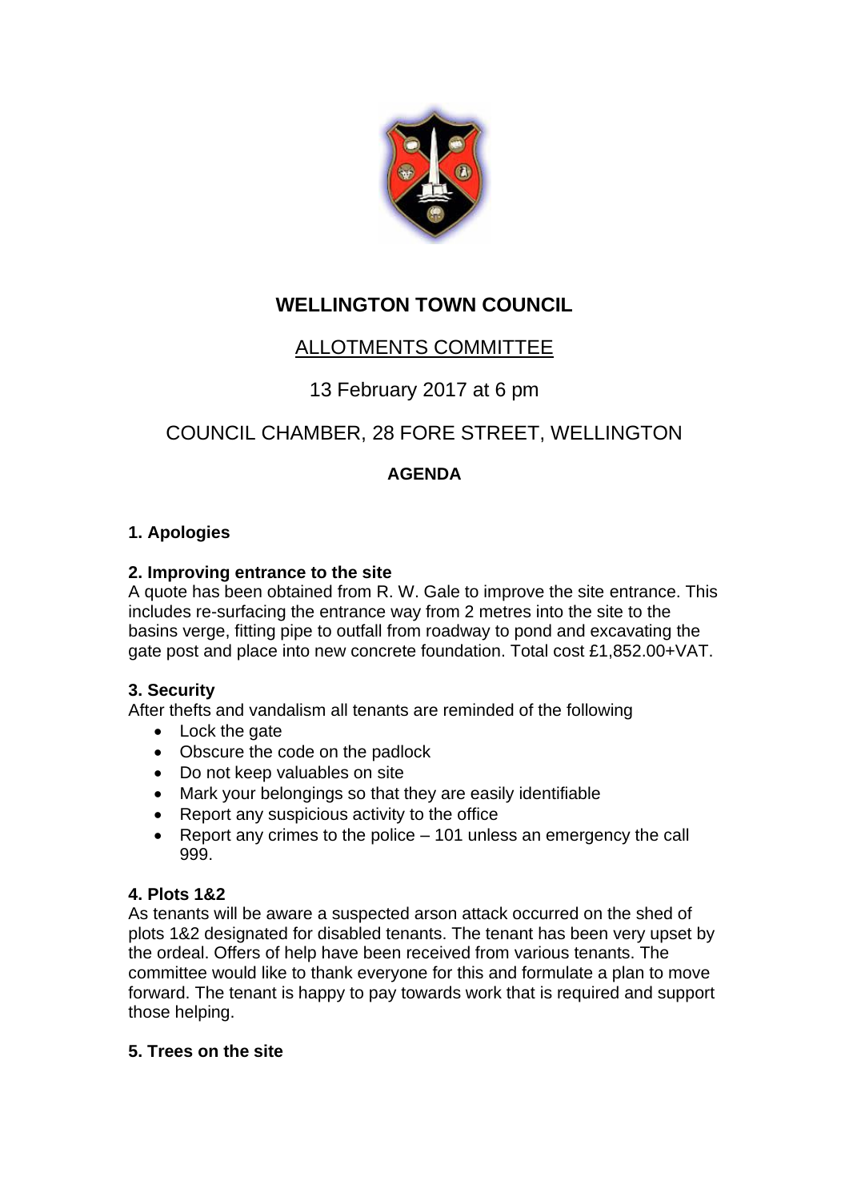# WELLINGTON TOWN COUNCIL

## ALLOTMENTS COMMITTEE

13 February 2017 at 6 pm

COUNCIL CHAMBER, 28 FORE STREET, WELLINGTON

**AGENDA**

**1. Apologies**

**2. Improving entrance to the site**

A quote has been obtained from R. W. Gale to improve the site entrance. This includes re-surfacing the entrance way from 2 metres into the site to the basins verge, fitting pipe to outfall from roadway to pond and excavating the gate post and place into new concrete foundation. Total cost £1,852.00+VAT.

**3. Security**

After thefts and vandalism all tenants are reminded of the following

- Lock the gate
- Obscure the code on the padlock
- Do not keep valuables on site
- Mark your belongings so that they are easily identifiable
- Report any suspicious activity to the office
- Report any crimes to the police – 101 unless an emergency the call 999.

**4. Plots 1&2**

As tenants will be aware a suspected arson attack occurred on the shed of plots 1&2 designated for disabled tenants. The tenant has been very upset by the ordeal. Offers of help have been received from various tenants. The committee would like to thank everyone for this and formulate a plan to move forward. The tenant is happy to pay towards work that is required and support those helping.

**5. Trees on the site**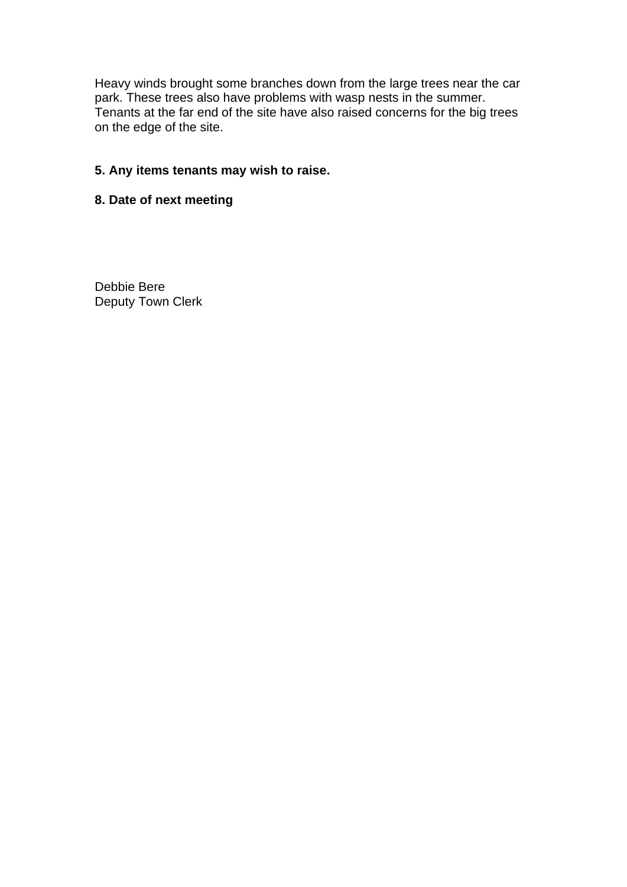Heavy winds brought some branches down from the large trees near the car park. These trees also have problems with wasp nests in the summer. Tenants at the far end of the site have also raised concerns for the big trees on the edge of the site.

**5. Any items tenants may wish to raise.**

**8. Date of next meeting**

Debbie Bere
Deputy Town Clerk